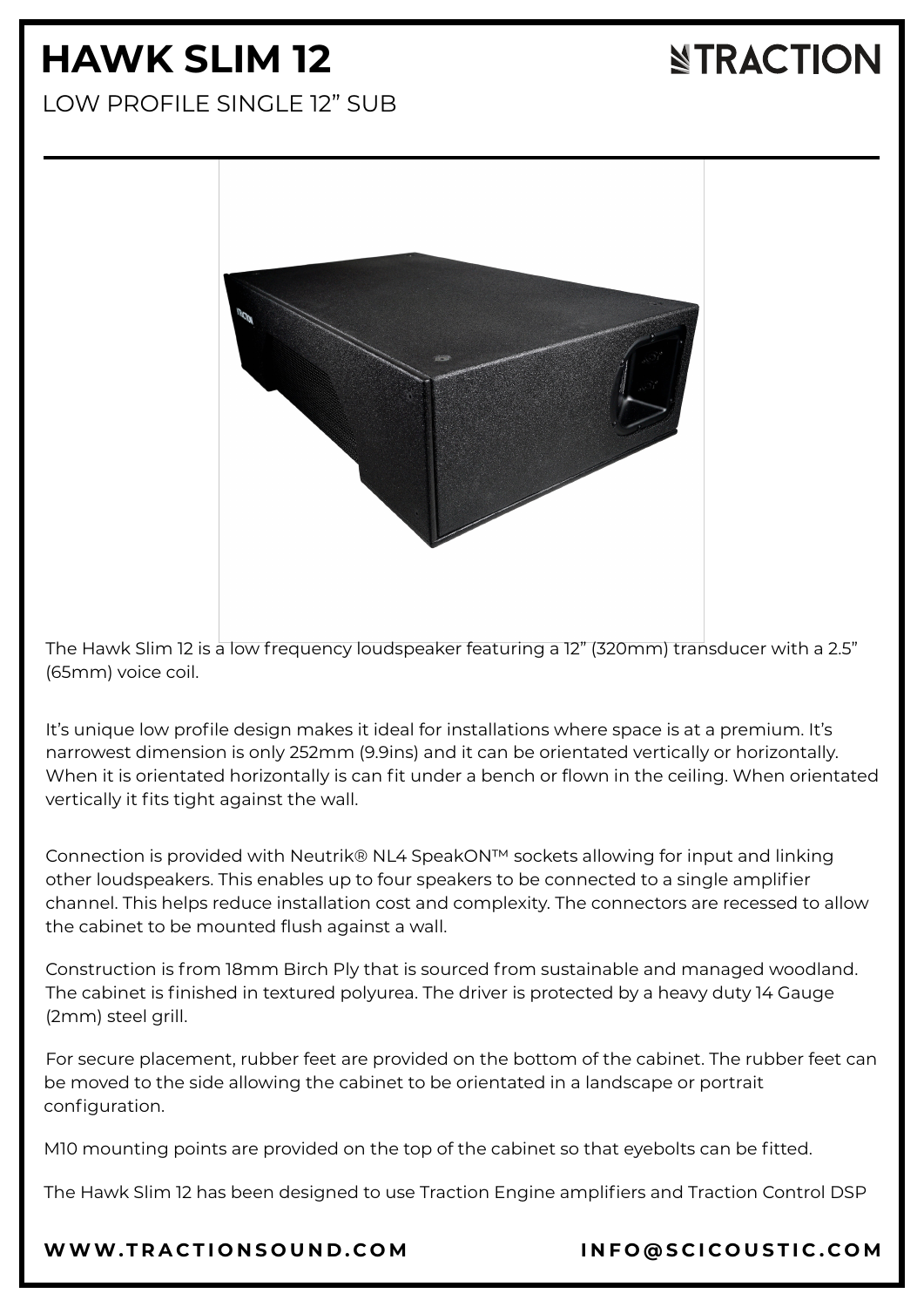# HAWK SLIM 12

LOW PROFILE SINGLE 12" SUB

The Hawk Slim 12 is a low frequency loudspeaker featuring a 12" (320mm) transducer with a 2.5" (65mm) voice coil.

It's unique low profile design makes it ideal for installations where space is at a premium. It's narrowest dimension is only 252mm (9.9ins) and it can be orientated vertically or horizontally. When it is orientated horizontally is can fit under a bench or flown in the ceiling. When orientated vertically it fits tight against the wall.

Connection is provided with Neutrik® NL4 SpeakON™ sockets allowing for input and linking other loudspeakers. This enables up to four speakers to be connected to a single amplifier channel. This helps reduce installation cost and complexity. The connectors are recessed to allow the cabinet to be mounted flush against a wall.

Construction is from 18mm Birch Ply that is sourced from sustainable and managed woodland. The cabinet is finished in textured polyurea. The driver is protected by a heavy duty 14 Gauge (2mm) steel grill.

For secure placement, rubber feet are provided on the bottom of the cabinet. The rubber feet can be moved to the side allowing the cabinet to be orientated in a landscape or portrait configuration.

M10 mounting points are provided on the top of the cabinet so that eyebolts can be fitted.

The Hawk Slim 12 has been designed to use Traction Engine amplifiers and Traction Control DSP

**WWW.TRACTIONSOUND.COM** **INFO@SCICOUSTIC.COM**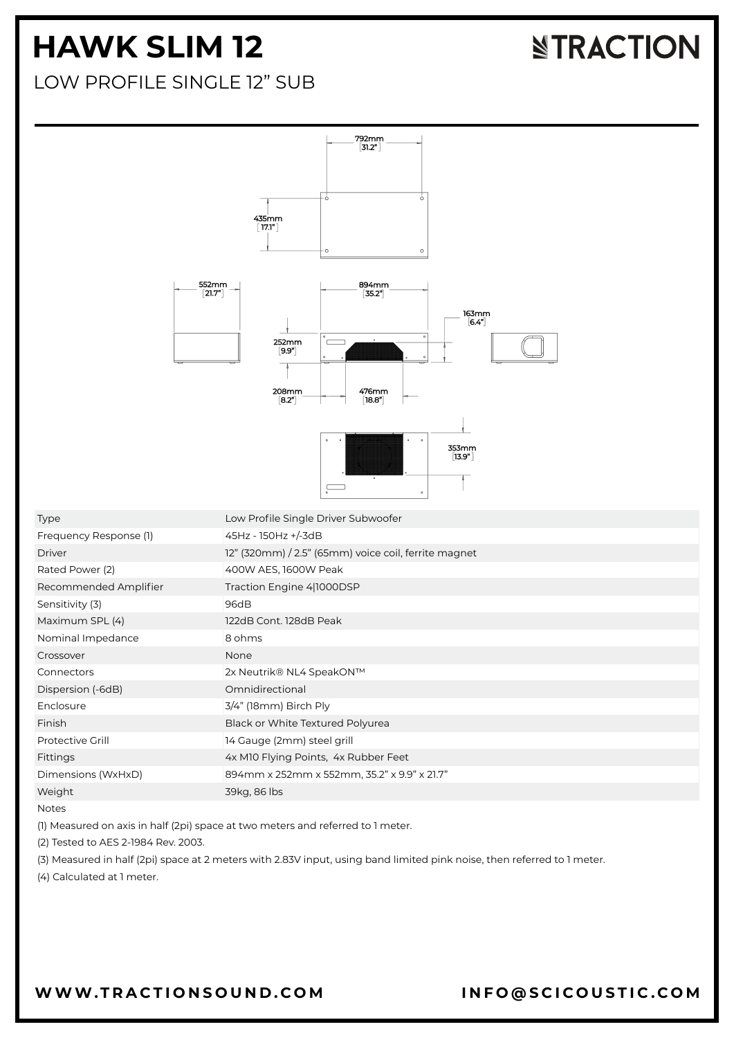# HAWK SLIM 12

LOW PROFILE SINGLE 12" SUB

TRACTION

792mm
[31.2"]

435mm
[17.1"]

552mm
[21.7"]

894mm
[35.2"]

163mm
[6.4"]

252mm
[9.9"]

208mm
[8.2"]

476mm
[18.8"]

353mm
[13.9"]

| | |
|---|---|
| Type | Low Profile Single Driver Subwoofer |
| Frequency Response (1) | 45Hz - 150Hz +/-3dB |
| Driver | 12" (320mm) / 2.5" (65mm) voice coil, ferrite magnet |
| Rated Power (2) | 400W AES, 1600W Peak |
| Recommended Amplifier | Traction Engine 4\|1000DSP |
| Sensitivity (3) | 96dB |
| Maximum SPL (4) | 122dB Cont. 128dB Peak |
| Nominal Impedance | 8 ohms |
| Crossover | None |
| Connectors | 2x Neutrik® NL4 SpeakON™ |
| Dispersion (-6dB) | Omnidirectional |
| Enclosure | 3/4" (18mm) Birch Ply |
| Finish | Black or White Textured Polyurea |
| Protective Grill | 14 Gauge (2mm) steel grill |
| Fittings | 4x M10 Flying Points, 4x Rubber Feet |
| Dimensions (WxHxD) | 894mm x 252mm x 552mm, 35.2" x 9.9" x 21.7" |
| Weight | 39kg, 86 lbs |

Notes

(1) Measured on axis in half (2pi) space at two meters and referred to 1 meter.

(2) Tested to AES 2-1984 Rev. 2003.

(3) Measured in half (2pi) space at 2 meters with 2.83V input, using band limited pink noise, then referred to 1 meter.

(4) Calculated at 1 meter.

**WWW.TRACTIONSOUND.COM** **INFO@SCICOUSTIC.COM**